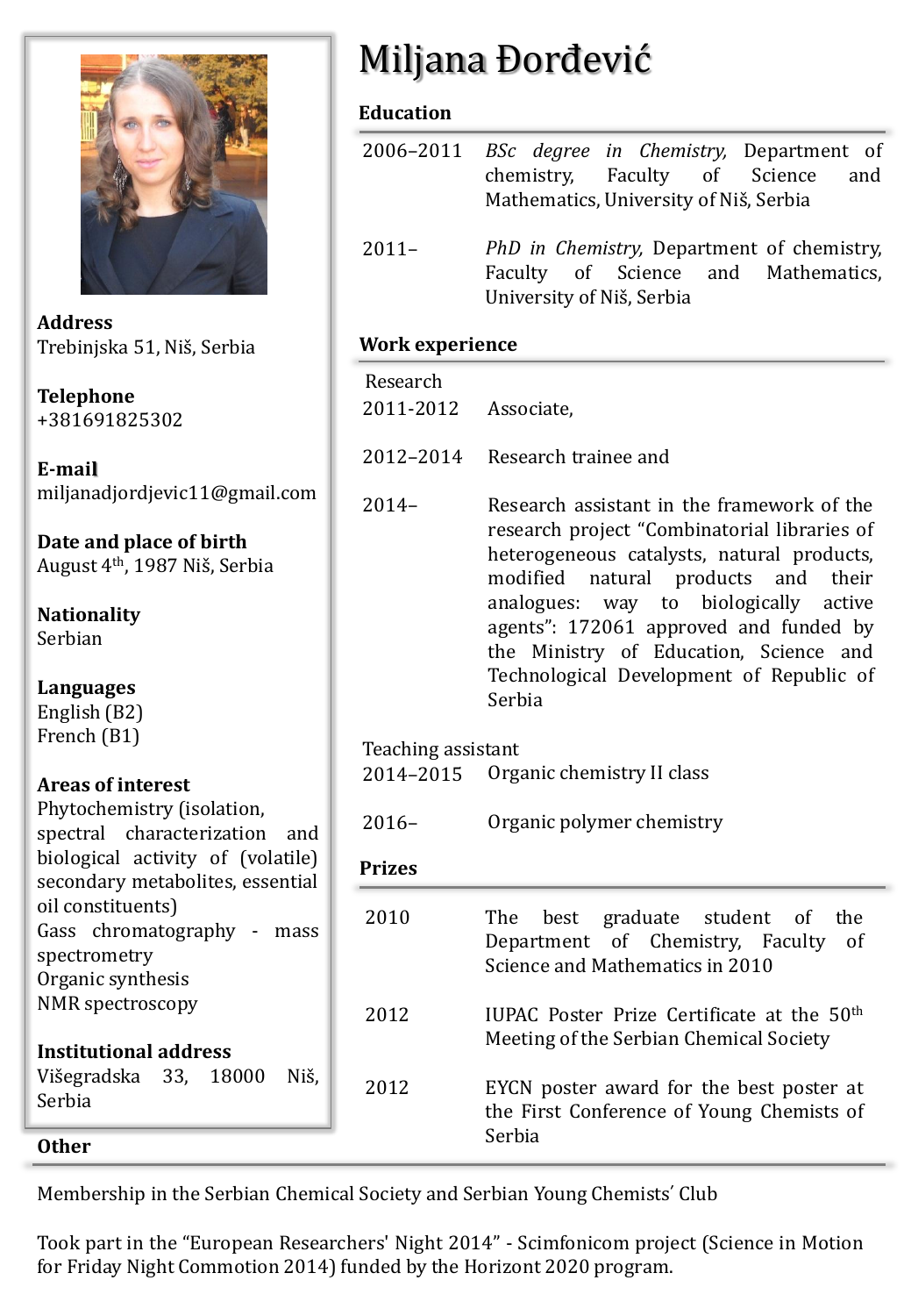# Miljana Đorđević

**Address**
Trebinjska 51, Niš, Serbia

**Telephone**
+381691825302

**E-mail**
miljanadjordjevic11@gmail.com

**Date and place of birth**
August 4th, 1987 Niš, Serbia

**Nationality**
Serbian

**Languages**
English (B2)
French (B1)

**Areas of interest**
Phytochemistry (isolation, spectral characterization and biological activity of (volatile) secondary metabolites, essential oil constituents)
Gass chromatography - mass spectrometry
Organic synthesis
NMR spectroscopy

**Institutional address**
Višegradska 33, 18000 Niš, Serbia

## Education

| | |
|---|---|
| 2006–2011 | *BSc degree in Chemistry,* Department of chemistry, Faculty of Science and Mathematics, University of Niš, Serbia |
| 2011– | *PhD in Chemistry,* Department of chemistry, Faculty of Science and Mathematics, University of Niš, Serbia |

## Work experience

Research

| | |
|---|---|
| 2011-2012 | Associate, |
| 2012–2014 | Research trainee and |
| 2014– | Research assistant in the framework of the research project "Combinatorial libraries of heterogeneous catalysts, natural products, modified natural products and their analogues: way to biologically active agents": 172061 approved and funded by the Ministry of Education, Science and Technological Development of Republic of Serbia |

Teaching assistant

| | |
|---|---|
| 2014–2015 | Organic chemistry II class |
| 2016– | Organic polymer chemistry |

## Prizes

| | |
|---|---|
| 2010 | The best graduate student of the Department of Chemistry, Faculty of Science and Mathematics in 2010 |
| 2012 | IUPAC Poster Prize Certificate at the 50th Meeting of the Serbian Chemical Society |
| 2012 | EYCN poster award for the best poster at the First Conference of Young Chemists of Serbia |

## Other

Membership in the Serbian Chemical Society and Serbian Young Chemists' Club

Took part in the "European Researchers' Night 2014" - Scimfonicom project (Science in Motion for Friday Night Commotion 2014) funded by the Horizont 2020 program.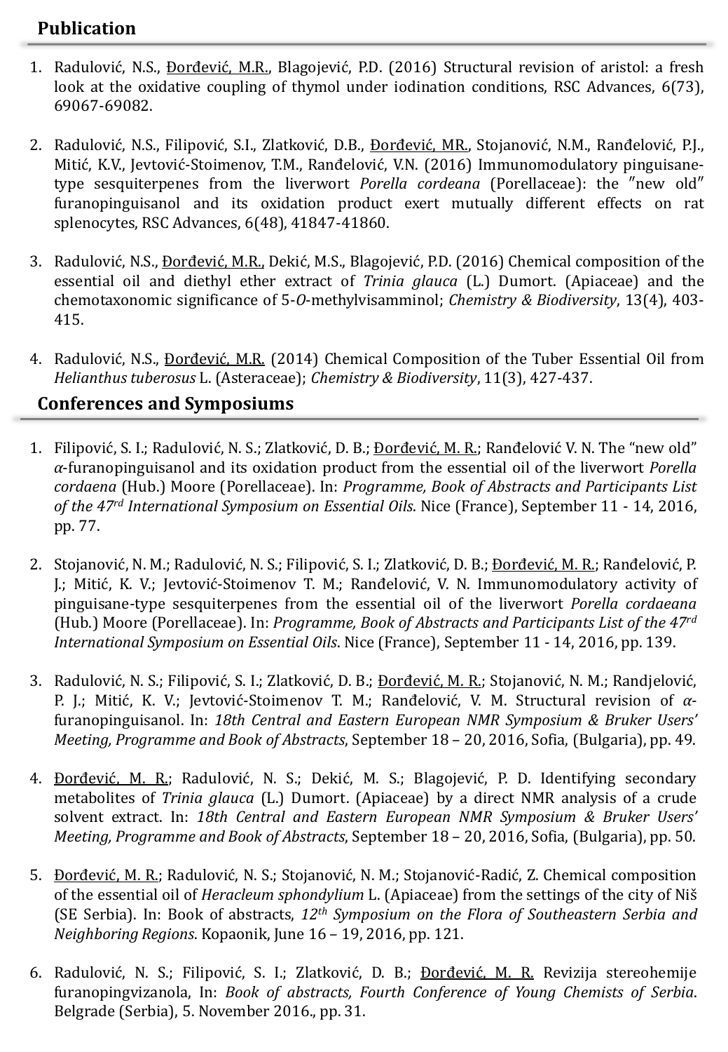## Publication

1. Radulović, N.S., <u>Đorđević, M.R.</u>, Blagojević, P.D. (2016) Structural revision of aristol: a fresh look at the oxidative coupling of thymol under iodination conditions, RSC Advances, 6(73), 69067-69082.

2. Radulović, N.S., Filipović, S.I., Zlatković, D.B., <u>Đorđević, MR.</u>, Stojanović, N.M., Ranđelović, P.J., Mitić, K.V., Jevtović-Stoimenov, T.M., Ranđelović, V.N. (2016) Immunomodulatory pinguisane-type sesquiterpenes from the liverwort *Porella cordeana* (Porellaceae): the ″new old″ furanopinguisanol and its oxidation product exert mutually different effects on rat splenocytes, RSC Advances, 6(48), 41847-41860.

3. Radulović, N.S., <u>Đorđević, M.R.</u>, Dekić, M.S., Blagojević, P.D. (2016) Chemical composition of the essential oil and diethyl ether extract of *Trinia glauca* (L.) Dumort. (Apiaceae) and the chemotaxonomic significance of 5-*O*-methylvisamminol; *Chemistry & Biodiversity*, 13(4), 403-415.

4. Radulović, N.S., <u>Đorđević, M.R.</u> (2014) Chemical Composition of the Tuber Essential Oil from *Helianthus tuberosus* L. (Asteraceae); *Chemistry & Biodiversity*, 11(3), 427-437.

## Conferences and Symposiums

1. Filipović, S. I.; Radulović, N. S.; Zlatković, D. B.; <u>Đorđević, M. R.</u>; Ranđelović V. N. The "new old" *α*-furanopinguisanol and its oxidation product from the essential oil of the liverwort *Porella cordaena* (Hub.) Moore (Porellaceae). In: *Programme, Book of Abstracts and Participants List of the 47rd International Symposium on Essential Oils*. Nice (France), September 11 - 14, 2016, pp. 77.

2. Stojanović, N. M.; Radulović, N. S.; Filipović, S. I.; Zlatković, D. B.; <u>Đorđević, M. R.</u>; Ranđelović, P. J.; Mitić, K. V.; Jevtović-Stoimenov T. M.; Ranđelović, V. N. Immunomodulatory activity of pinguisane-type sesquiterpenes from the essential oil of the liverwort *Porella cordaeana* (Hub.) Moore (Porellaceae). In: *Programme, Book of Abstracts and Participants List of the 47rd International Symposium on Essential Oils*. Nice (France), September 11 - 14, 2016, pp. 139.

3. Radulović, N. S.; Filipović, S. I.; Zlatković, D. B.; <u>Đorđević, M. R.</u>; Stojanović, N. M.; Randjelović, P. J.; Mitić, K. V.; Jevtović-Stoimenov T. M.; Ranđelović, V. M. Structural revision of *α*-furanopinguisanol. In: *18th Central and Eastern European NMR Symposium & Bruker Users' Meeting, Programme and Book of Abstracts*, September 18 – 20, 2016, Sofia, (Bulgaria), pp. 49.

4. <u>Đorđević, M. R.</u>; Radulović, N. S.; Dekić, M. S.; Blagojević, P. D. Identifying secondary metabolites of *Trinia glauca* (L.) Dumort. (Apiaceae) by a direct NMR analysis of a crude solvent extract. In: *18th Central and Eastern European NMR Symposium & Bruker Users' Meeting, Programme and Book of Abstracts*, September 18 – 20, 2016, Sofia, (Bulgaria), pp. 50.

5. <u>Đorđević, M. R.</u>; Radulović, N. S.; Stojanović, N. M.; Stojanović-Radić, Z. Chemical composition of the essential oil of *Heracleum sphondylium* L. (Apiaceae) from the settings of the city of Niš (SE Serbia). In: Book of abstracts, *12th Symposium on the Flora of Southeastern Serbia and Neighboring Regions*. Kopaonik, June 16 – 19, 2016, pp. 121.

6. Radulović, N. S.; Filipović, S. I.; Zlatković, D. B.; <u>Đorđević, M. R.</u> Revizija stereohemije furanopingvizanola, In: *Book of abstracts, Fourth Conference of Young Chemists of Serbia*. Belgrade (Serbia), 5. November 2016., pp. 31.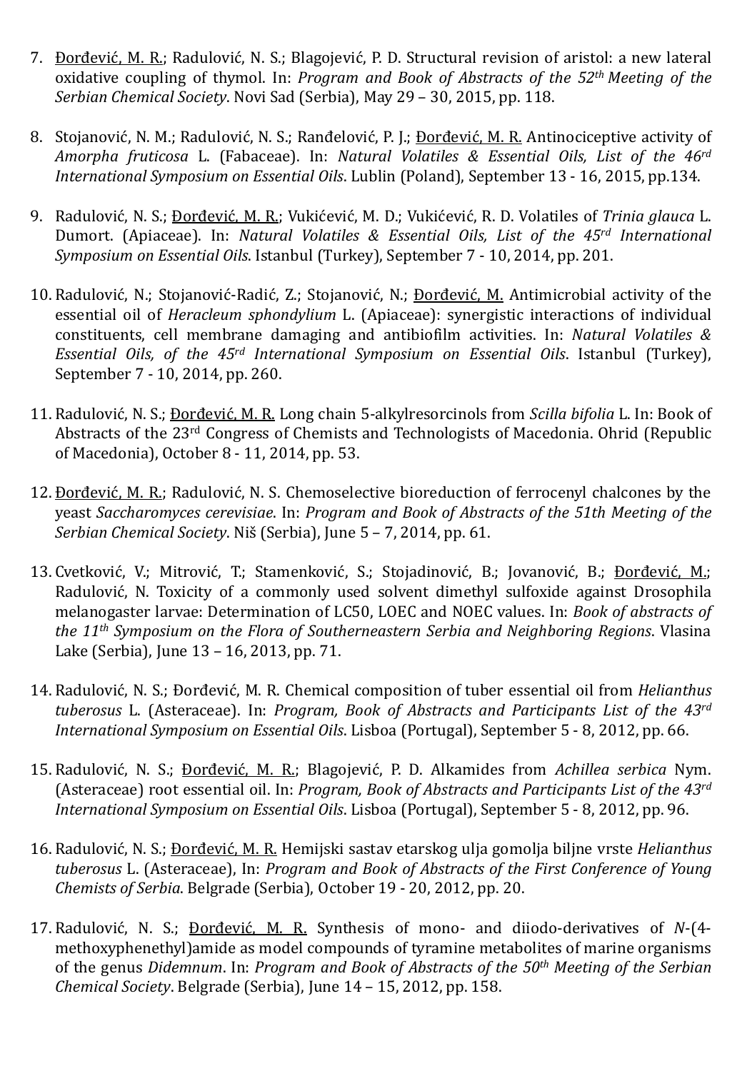7. Đorđević, M. R.; Radulović, N. S.; Blagojević, P. D. Structural revision of aristol: a new lateral oxidative coupling of thymol. In: *Program and Book of Abstracts of the 52th Meeting of the Serbian Chemical Society*. Novi Sad (Serbia), May 29 – 30, 2015, pp. 118.

8. Stojanović, N. M.; Radulović, N. S.; Ranđelović, P. J.; Đorđević, M. R. Antinociceptive activity of *Amorpha fruticosa* L. (Fabaceae). In: *Natural Volatiles & Essential Oils, List of the 46rd International Symposium on Essential Oils*. Lublin (Poland), September 13 - 16, 2015, pp.134.

9. Radulović, N. S.; Đorđević, M. R.; Vukićević, M. D.; Vukićević, R. D. Volatiles of *Trinia glauca* L. Dumort. (Apiaceae). In: *Natural Volatiles & Essential Oils, List of the 45rd International Symposium on Essential Oils*. Istanbul (Turkey), September 7 - 10, 2014, pp. 201.

10. Radulović, N.; Stojanović-Radić, Z.; Stojanović, N.; Đorđević, M. Antimicrobial activity of the essential oil of *Heracleum sphondylium* L. (Apiaceae): synergistic interactions of individual constituents, cell membrane damaging and antibiofilm activities. In: *Natural Volatiles & Essential Oils, of the 45rd International Symposium on Essential Oils*. Istanbul (Turkey), September 7 - 10, 2014, pp. 260.

11. Radulović, N. S.; Đorđević, M. R. Long chain 5-alkylresorcinols from *Scilla bifolia* L. In: Book of Abstracts of the 23rd Congress of Chemists and Technologists of Macedonia. Ohrid (Republic of Macedonia), October 8 - 11, 2014, pp. 53.

12. Đorđević, M. R.; Radulović, N. S. Chemoselective bioreduction of ferrocenyl chalcones by the yeast *Saccharomyces cerevisiae*. In: *Program and Book of Abstracts of the 51th Meeting of the Serbian Chemical Society*. Niš (Serbia), June 5 – 7, 2014, pp. 61.

13. Cvetković, V.; Mitrović, T.; Stamenković, S.; Stojadinović, B.; Jovanović, B.; Đorđević, M.; Radulović, N. Toxicity of a commonly used solvent dimethyl sulfoxide against Drosophila melanogaster larvae: Determination of LC50, LOEC and NOEC values. In: *Book of abstracts of the 11th Symposium on the Flora of Southerneastern Serbia and Neighboring Regions*. Vlasina Lake (Serbia), June 13 – 16, 2013, pp. 71.

14. Radulović, N. S.; Đorđević, M. R. Chemical composition of tuber essential oil from *Helianthus tuberosus* L. (Asteraceae). In: *Program, Book of Abstracts and Participants List of the 43rd International Symposium on Essential Oils*. Lisboa (Portugal), September 5 - 8, 2012, pp. 66.

15. Radulović, N. S.; Đorđević, M. R.; Blagojević, P. D. Alkamides from *Achillea serbica* Nym. (Asteraceae) root essential oil. In: *Program, Book of Abstracts and Participants List of the 43rd International Symposium on Essential Oils*. Lisboa (Portugal), September 5 - 8, 2012, pp. 96.

16. Radulović, N. S.; Đorđević, M. R. Hemijski sastav etarskog ulja gomolja biljne vrste *Helianthus tuberosus* L. (Asteraceae), In: *Program and Book of Abstracts of the First Conference of Young Chemists of Serbia*. Belgrade (Serbia), October 19 - 20, 2012, pp. 20.

17. Radulović, N. S.; Đorđević, M. R. Synthesis of mono- and diiodo-derivatives of *N*-(4-methoxyphenethyl)amide as model compounds of tyramine metabolites of marine organisms of the genus *Didemnum*. In: *Program and Book of Abstracts of the 50th Meeting of the Serbian Chemical Society*. Belgrade (Serbia), June 14 – 15, 2012, pp. 158.